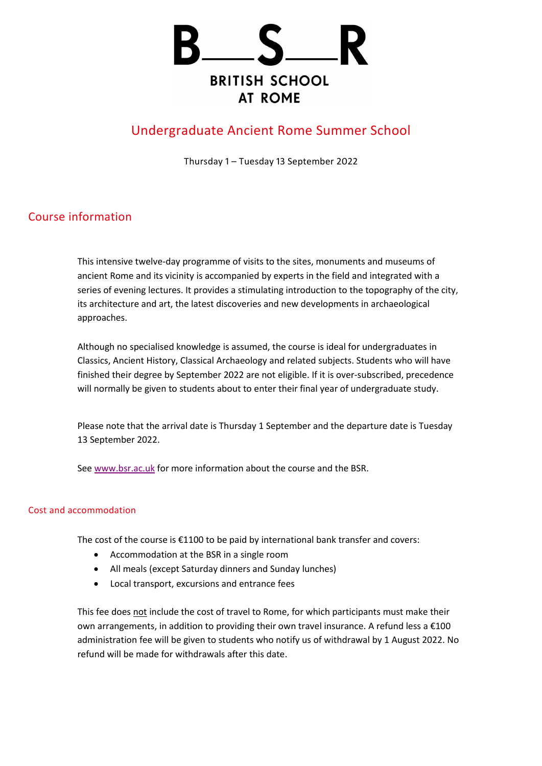# B\_\_S\_\_R

BRITISH SCHOOL AT ROME

## Undergraduate Ancient Rome Summer School

Thursday 1 – Tuesday 13 September 2022

## Course information

This intensive twelve-day programme of visits to the sites, monuments and museums of ancient Rome and its vicinity is accompanied by experts in the field and integrated with a series of evening lectures. It provides a stimulating introduction to the topography of the city, its architecture and art, the latest discoveries and new developments in archaeological approaches.

Although no specialised knowledge is assumed, the course is ideal for undergraduates in Classics, Ancient History, Classical Archaeology and related subjects. Students who will have finished their degree by September 2022 are not eligible. If it is over-subscribed, precedence will normally be given to students about to enter their final year of undergraduate study.

Please note that the arrival date is Thursday 1 September and the departure date is Tuesday 13 September 2022.

See [www.bsr.ac.uk](http://www.bsr.ac.uk) for more information about the course and the BSR.

### Cost and accommodation

The cost of the course is €1100 to be paid by international bank transfer and covers:

- Accommodation at the BSR in a single room
- All meals (except Saturday dinners and Sunday lunches)
- Local transport, excursions and entrance fees

This fee does not include the cost of travel to Rome, for which participants must make their own arrangements, in addition to providing their own travel insurance. A refund less a €100 administration fee will be given to students who notify us of withdrawal by 1 August 2022. No refund will be made for withdrawals after this date.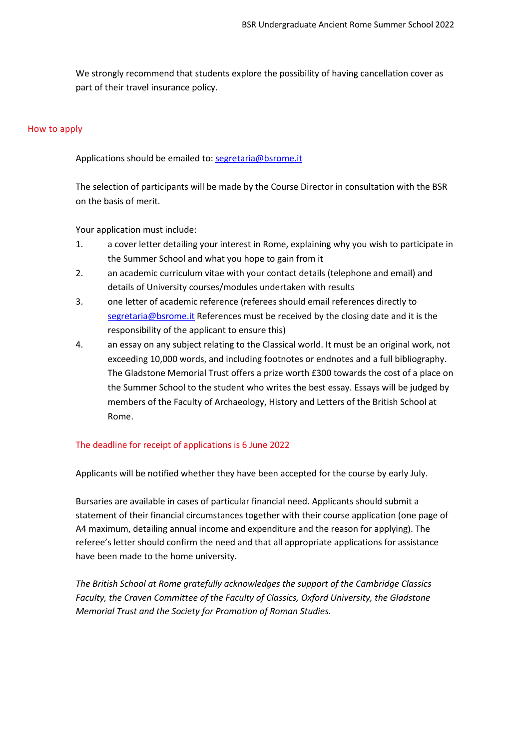We strongly recommend that students explore the possibility of having cancellation cover as part of their travel insurance policy.

## How to apply

Applications should be emailed to: segretaria@bsrome.it

The selection of participants will be made by the Course Director in consultation with the BSR on the basis of merit.

Your application must include:

1. a cover letter detailing your interest in Rome, explaining why you wish to participate in the Summer School and what you hope to gain from it
2. an academic curriculum vitae with your contact details (telephone and email) and details of University courses/modules undertaken with results
3. one letter of academic reference (referees should email references directly to segretaria@bsrome.it References must be received by the closing date and it is the responsibility of the applicant to ensure this)
4. an essay on any subject relating to the Classical world. It must be an original work, not exceeding 10,000 words, and including footnotes or endnotes and a full bibliography. The Gladstone Memorial Trust offers a prize worth £300 towards the cost of a place on the Summer School to the student who writes the best essay. Essays will be judged by members of the Faculty of Archaeology, History and Letters of the British School at Rome.

The deadline for receipt of applications is 6 June 2022

Applicants will be notified whether they have been accepted for the course by early July.

Bursaries are available in cases of particular financial need. Applicants should submit a statement of their financial circumstances together with their course application (one page of A4 maximum, detailing annual income and expenditure and the reason for applying). The referee's letter should confirm the need and that all appropriate applications for assistance have been made to the home university.

*The British School at Rome gratefully acknowledges the support of the Cambridge Classics Faculty, the Craven Committee of the Faculty of Classics, Oxford University, the Gladstone Memorial Trust and the Society for Promotion of Roman Studies.*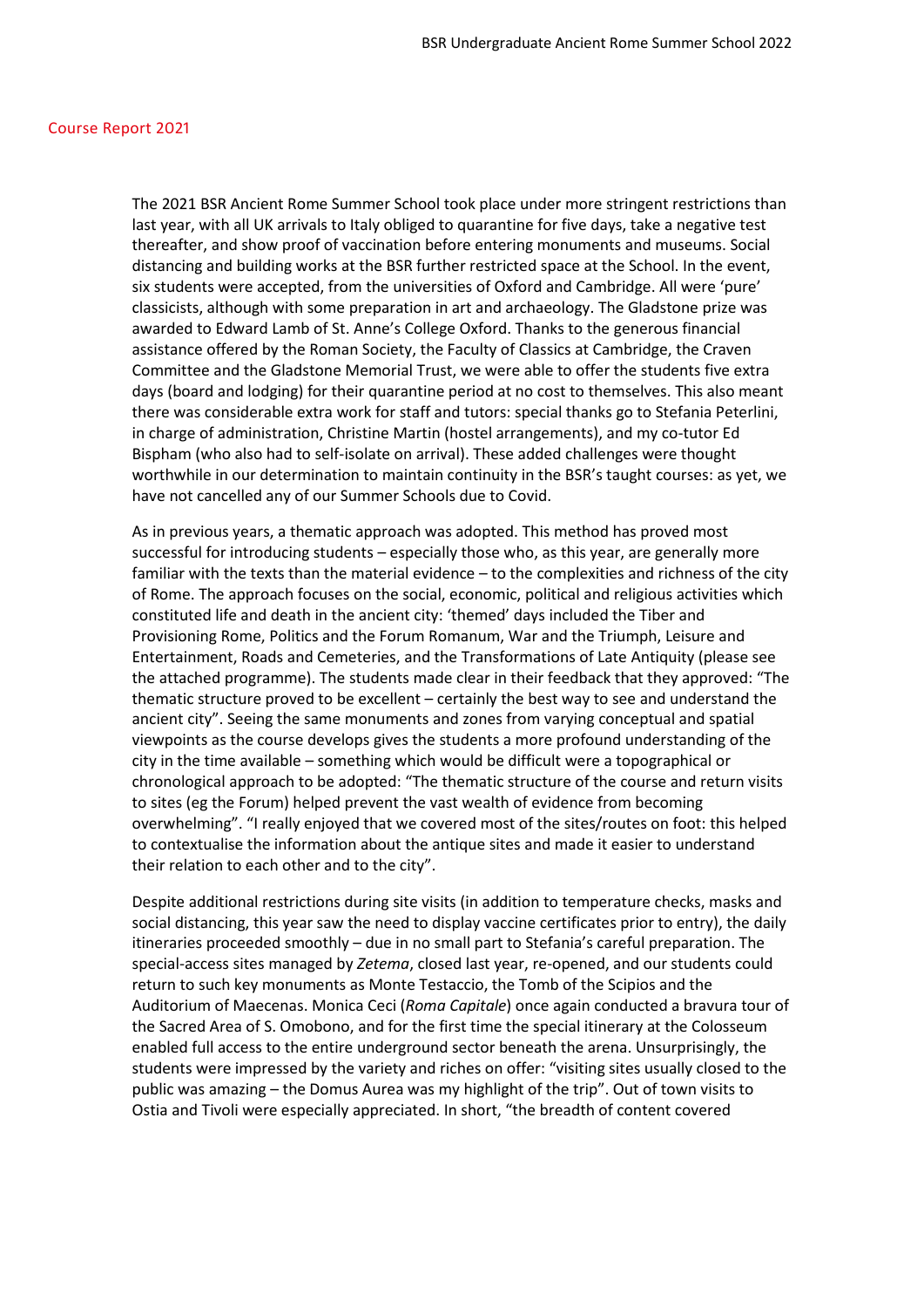## Course Report 2021

The 2021 BSR Ancient Rome Summer School took place under more stringent restrictions than last year, with all UK arrivals to Italy obliged to quarantine for five days, take a negative test thereafter, and show proof of vaccination before entering monuments and museums. Social distancing and building works at the BSR further restricted space at the School. In the event, six students were accepted, from the universities of Oxford and Cambridge. All were 'pure' classicists, although with some preparation in art and archaeology. The Gladstone prize was awarded to Edward Lamb of St. Anne's College Oxford. Thanks to the generous financial assistance offered by the Roman Society, the Faculty of Classics at Cambridge, the Craven Committee and the Gladstone Memorial Trust, we were able to offer the students five extra days (board and lodging) for their quarantine period at no cost to themselves. This also meant there was considerable extra work for staff and tutors: special thanks go to Stefania Peterlini, in charge of administration, Christine Martin (hostel arrangements), and my co-tutor Ed Bispham (who also had to self-isolate on arrival). These added challenges were thought worthwhile in our determination to maintain continuity in the BSR's taught courses: as yet, we have not cancelled any of our Summer Schools due to Covid.

As in previous years, a thematic approach was adopted. This method has proved most successful for introducing students – especially those who, as this year, are generally more familiar with the texts than the material evidence – to the complexities and richness of the city of Rome. The approach focuses on the social, economic, political and religious activities which constituted life and death in the ancient city: 'themed' days included the Tiber and Provisioning Rome, Politics and the Forum Romanum, War and the Triumph, Leisure and Entertainment, Roads and Cemeteries, and the Transformations of Late Antiquity (please see the attached programme). The students made clear in their feedback that they approved: "The thematic structure proved to be excellent – certainly the best way to see and understand the ancient city". Seeing the same monuments and zones from varying conceptual and spatial viewpoints as the course develops gives the students a more profound understanding of the city in the time available – something which would be difficult were a topographical or chronological approach to be adopted: "The thematic structure of the course and return visits to sites (eg the Forum) helped prevent the vast wealth of evidence from becoming overwhelming". "I really enjoyed that we covered most of the sites/routes on foot: this helped to contextualise the information about the antique sites and made it easier to understand their relation to each other and to the city".

Despite additional restrictions during site visits (in addition to temperature checks, masks and social distancing, this year saw the need to display vaccine certificates prior to entry), the daily itineraries proceeded smoothly – due in no small part to Stefania's careful preparation. The special-access sites managed by *Zetema*, closed last year, re-opened, and our students could return to such key monuments as Monte Testaccio, the Tomb of the Scipios and the Auditorium of Maecenas. Monica Ceci (*Roma Capitale*) once again conducted a bravura tour of the Sacred Area of S. Omobono, and for the first time the special itinerary at the Colosseum enabled full access to the entire underground sector beneath the arena. Unsurprisingly, the students were impressed by the variety and riches on offer: "visiting sites usually closed to the public was amazing – the Domus Aurea was my highlight of the trip". Out of town visits to Ostia and Tivoli were especially appreciated. In short, "the breadth of content covered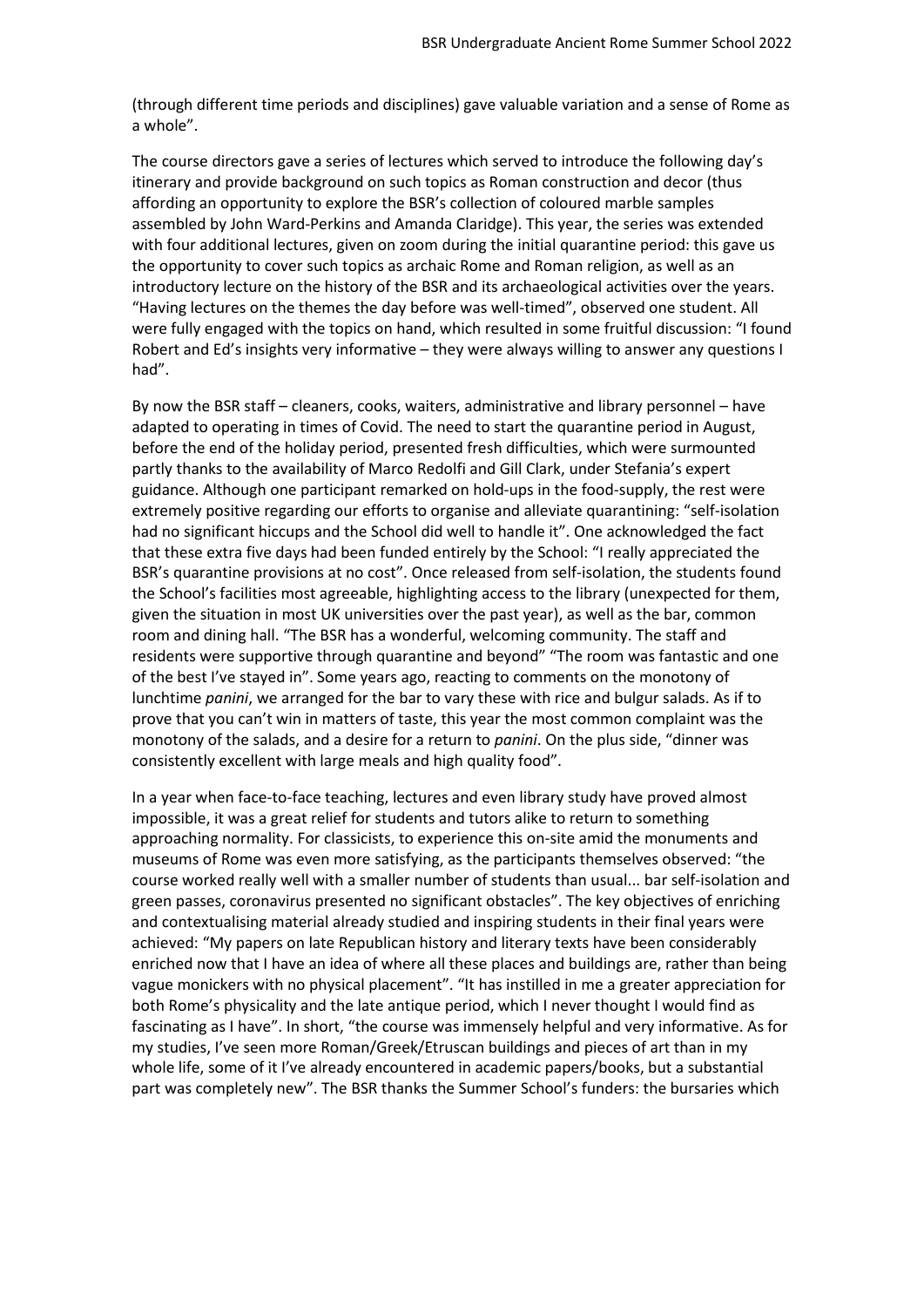(through different time periods and disciplines) gave valuable variation and a sense of Rome as a whole".

The course directors gave a series of lectures which served to introduce the following day's itinerary and provide background on such topics as Roman construction and decor (thus affording an opportunity to explore the BSR's collection of coloured marble samples assembled by John Ward-Perkins and Amanda Claridge). This year, the series was extended with four additional lectures, given on zoom during the initial quarantine period: this gave us the opportunity to cover such topics as archaic Rome and Roman religion, as well as an introductory lecture on the history of the BSR and its archaeological activities over the years. "Having lectures on the themes the day before was well-timed", observed one student. All were fully engaged with the topics on hand, which resulted in some fruitful discussion: "I found Robert and Ed's insights very informative – they were always willing to answer any questions I had".

By now the BSR staff – cleaners, cooks, waiters, administrative and library personnel – have adapted to operating in times of Covid. The need to start the quarantine period in August, before the end of the holiday period, presented fresh difficulties, which were surmounted partly thanks to the availability of Marco Redolfi and Gill Clark, under Stefania's expert guidance. Although one participant remarked on hold-ups in the food-supply, the rest were extremely positive regarding our efforts to organise and alleviate quarantining: "self-isolation had no significant hiccups and the School did well to handle it". One acknowledged the fact that these extra five days had been funded entirely by the School: "I really appreciated the BSR's quarantine provisions at no cost". Once released from self-isolation, the students found the School's facilities most agreeable, highlighting access to the library (unexpected for them, given the situation in most UK universities over the past year), as well as the bar, common room and dining hall. "The BSR has a wonderful, welcoming community. The staff and residents were supportive through quarantine and beyond" "The room was fantastic and one of the best I've stayed in". Some years ago, reacting to comments on the monotony of lunchtime *panini*, we arranged for the bar to vary these with rice and bulgur salads. As if to prove that you can't win in matters of taste, this year the most common complaint was the monotony of the salads, and a desire for a return to *panini*. On the plus side, "dinner was consistently excellent with large meals and high quality food".

In a year when face-to-face teaching, lectures and even library study have proved almost impossible, it was a great relief for students and tutors alike to return to something approaching normality. For classicists, to experience this on-site amid the monuments and museums of Rome was even more satisfying, as the participants themselves observed: "the course worked really well with a smaller number of students than usual... bar self-isolation and green passes, coronavirus presented no significant obstacles". The key objectives of enriching and contextualising material already studied and inspiring students in their final years were achieved: "My papers on late Republican history and literary texts have been considerably enriched now that I have an idea of where all these places and buildings are, rather than being vague monickers with no physical placement". "It has instilled in me a greater appreciation for both Rome's physicality and the late antique period, which I never thought I would find as fascinating as I have". In short, "the course was immensely helpful and very informative. As for my studies, I've seen more Roman/Greek/Etruscan buildings and pieces of art than in my whole life, some of it I've already encountered in academic papers/books, but a substantial part was completely new". The BSR thanks the Summer School's funders: the bursaries which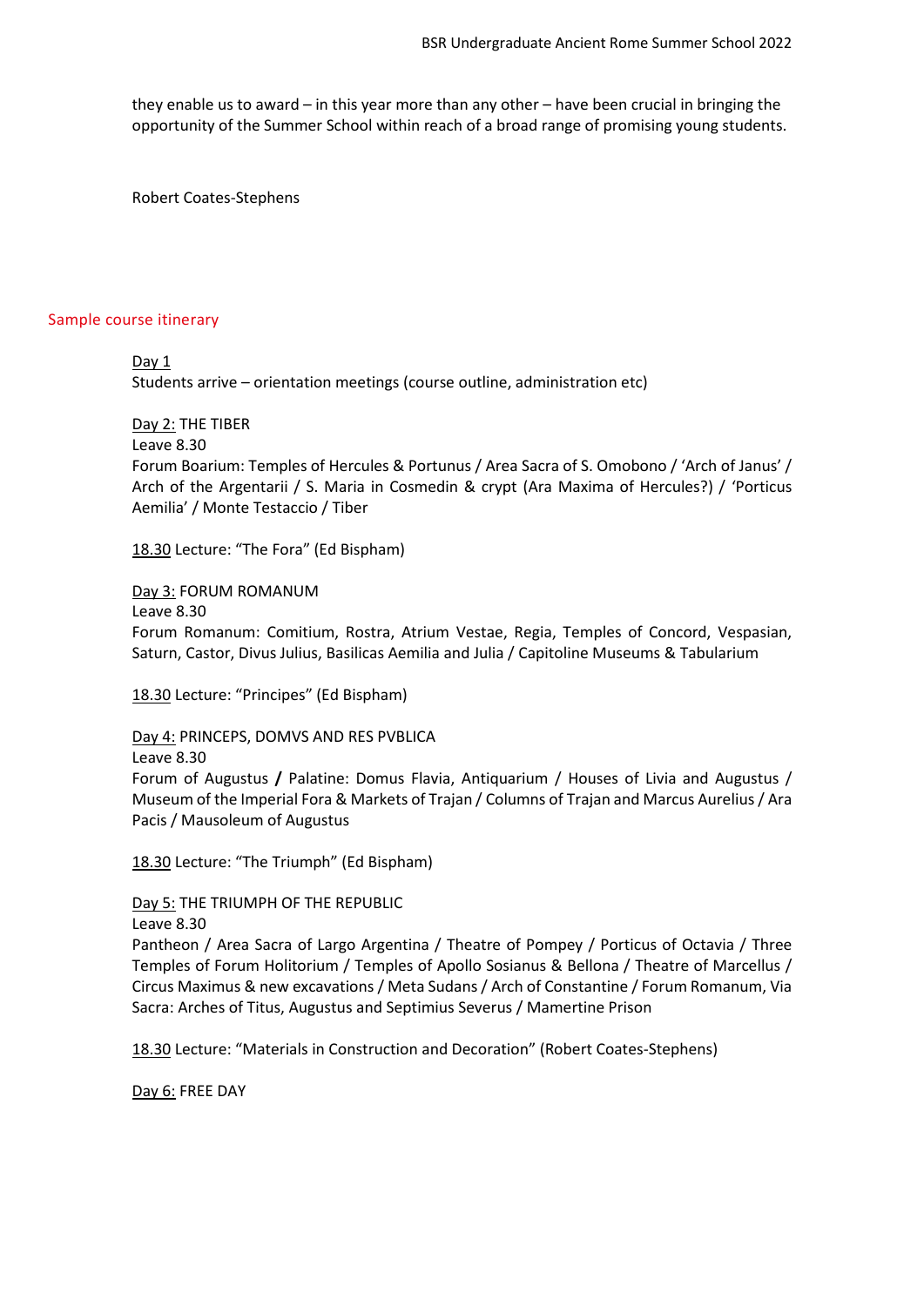they enable us to award – in this year more than any other – have been crucial in bringing the opportunity of the Summer School within reach of a broad range of promising young students.

Robert Coates-Stephens

## Sample course itinerary

Day 1
Students arrive – orientation meetings (course outline, administration etc)

Day 2: THE TIBER
Leave 8.30
Forum Boarium: Temples of Hercules & Portunus / Area Sacra of S. Omobono / 'Arch of Janus' / Arch of the Argentarii / S. Maria in Cosmedin & crypt (Ara Maxima of Hercules?) / 'Porticus Aemilia' / Monte Testaccio / Tiber

18.30 Lecture: "The Fora" (Ed Bispham)

Day 3: FORUM ROMANUM
Leave 8.30
Forum Romanum: Comitium, Rostra, Atrium Vestae, Regia, Temples of Concord, Vespasian, Saturn, Castor, Divus Julius, Basilicas Aemilia and Julia / Capitoline Museums & Tabularium

18.30 Lecture: "Principes" (Ed Bispham)

Day 4: PRINCEPS, DOMVS AND RES PVBLICA
Leave 8.30
Forum of Augustus **/** Palatine: Domus Flavia, Antiquarium / Houses of Livia and Augustus / Museum of the Imperial Fora & Markets of Trajan / Columns of Trajan and Marcus Aurelius / Ara Pacis / Mausoleum of Augustus

18.30 Lecture: "The Triumph" (Ed Bispham)

Day 5: THE TRIUMPH OF THE REPUBLIC
Leave 8.30
Pantheon / Area Sacra of Largo Argentina / Theatre of Pompey / Porticus of Octavia / Three Temples of Forum Holitorium / Temples of Apollo Sosianus & Bellona / Theatre of Marcellus / Circus Maximus & new excavations / Meta Sudans / Arch of Constantine / Forum Romanum, Via Sacra: Arches of Titus, Augustus and Septimius Severus / Mamertine Prison

18.30 Lecture: "Materials in Construction and Decoration" (Robert Coates-Stephens)

Day 6: FREE DAY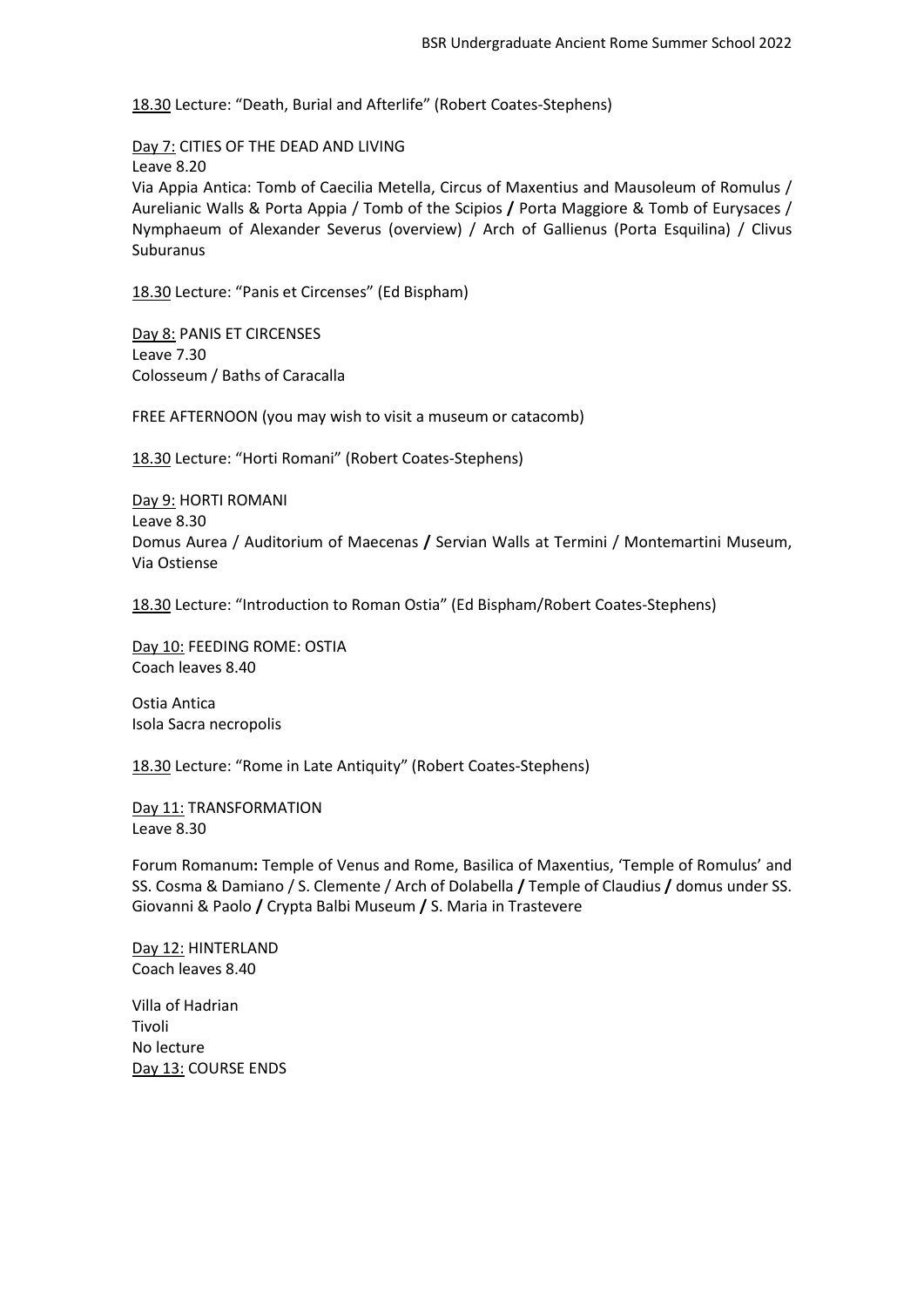18.30 Lecture: "Death, Burial and Afterlife" (Robert Coates-Stephens)

Day 7: CITIES OF THE DEAD AND LIVING
Leave 8.20
Via Appia Antica: Tomb of Caecilia Metella, Circus of Maxentius and Mausoleum of Romulus / Aurelianic Walls & Porta Appia / Tomb of the Scipios **/** Porta Maggiore & Tomb of Eurysaces / Nymphaeum of Alexander Severus (overview) / Arch of Gallienus (Porta Esquilina) / Clivus Suburanus

18.30 Lecture: "Panis et Circenses" (Ed Bispham)

Day 8: PANIS ET CIRCENSES
Leave 7.30
Colosseum / Baths of Caracalla

FREE AFTERNOON (you may wish to visit a museum or catacomb)

18.30 Lecture: "Horti Romani" (Robert Coates-Stephens)

Day 9: HORTI ROMANI
Leave 8.30
Domus Aurea / Auditorium of Maecenas **/** Servian Walls at Termini / Montemartini Museum, Via Ostiense

18.30 Lecture: "Introduction to Roman Ostia" (Ed Bispham/Robert Coates-Stephens)

Day 10: FEEDING ROME: OSTIA
Coach leaves 8.40

Ostia Antica
Isola Sacra necropolis

18.30 Lecture: "Rome in Late Antiquity" (Robert Coates-Stephens)

Day 11: TRANSFORMATION
Leave 8.30

Forum Romanum**:** Temple of Venus and Rome, Basilica of Maxentius, 'Temple of Romulus' and SS. Cosma & Damiano / S. Clemente / Arch of Dolabella **/** Temple of Claudius **/** domus under SS. Giovanni & Paolo **/** Crypta Balbi Museum **/** S. Maria in Trastevere

Day 12: HINTERLAND
Coach leaves 8.40

Villa of Hadrian
Tivoli
No lecture
Day 13: COURSE ENDS